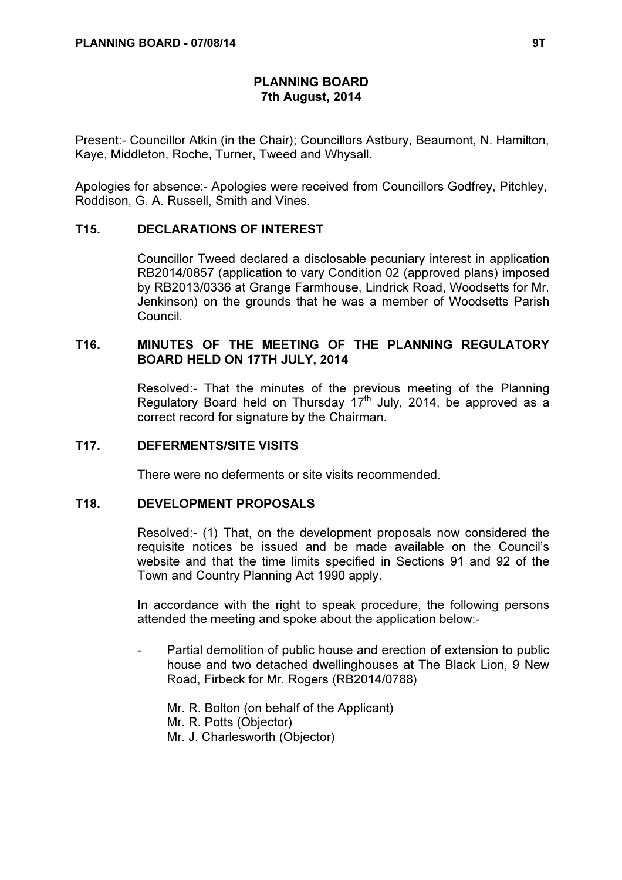# PLANNING BOARD
## 7th August, 2014

Present:- Councillor Atkin (in the Chair); Councillors Astbury, Beaumont, N. Hamilton, Kaye, Middleton, Roche, Turner, Tweed and Whysall.

Apologies for absence:- Apologies were received from Councillors Godfrey, Pitchley, Roddison, G. A. Russell, Smith and Vines.

### T15. DECLARATIONS OF INTEREST

Councillor Tweed declared a disclosable pecuniary interest in application RB2014/0857 (application to vary Condition 02 (approved plans) imposed by RB2013/0336 at Grange Farmhouse, Lindrick Road, Woodsetts for Mr. Jenkinson) on the grounds that he was a member of Woodsetts Parish Council.

### T16. MINUTES OF THE MEETING OF THE PLANNING REGULATORY BOARD HELD ON 17TH JULY, 2014

Resolved:- That the minutes of the previous meeting of the Planning Regulatory Board held on Thursday 17th July, 2014, be approved as a correct record for signature by the Chairman.

### T17. DEFERMENTS/SITE VISITS

There were no deferments or site visits recommended.

### T18. DEVELOPMENT PROPOSALS

Resolved:- (1) That, on the development proposals now considered the requisite notices be issued and be made available on the Council's website and that the time limits specified in Sections 91 and 92 of the Town and Country Planning Act 1990 apply.

In accordance with the right to speak procedure, the following persons attended the meeting and spoke about the application below:-

- Partial demolition of public house and erection of extension to public house and two detached dwellinghouses at The Black Lion, 9 New Road, Firbeck for Mr. Rogers (RB2014/0788)

  Mr. R. Bolton (on behalf of the Applicant)
  Mr. R. Potts (Objector)
  Mr. J. Charlesworth (Objector)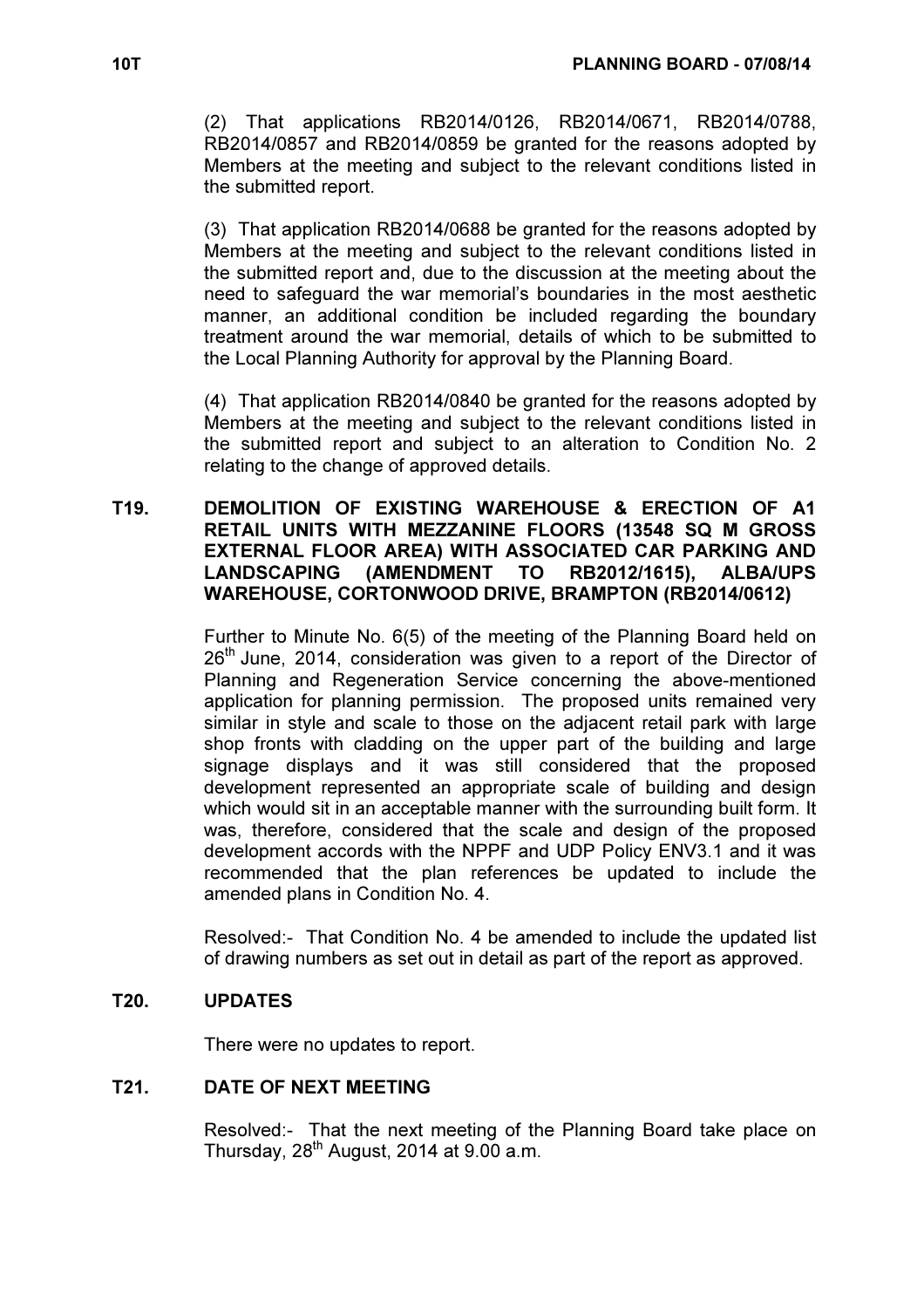(2) That applications RB2014/0126, RB2014/0671, RB2014/0788, RB2014/0857 and RB2014/0859 be granted for the reasons adopted by Members at the meeting and subject to the relevant conditions listed in the submitted report.

(3) That application RB2014/0688 be granted for the reasons adopted by Members at the meeting and subject to the relevant conditions listed in the submitted report and, due to the discussion at the meeting about the need to safeguard the war memorial's boundaries in the most aesthetic manner, an additional condition be included regarding the boundary treatment around the war memorial, details of which to be submitted to the Local Planning Authority for approval by the Planning Board.

(4) That application RB2014/0840 be granted for the reasons adopted by Members at the meeting and subject to the relevant conditions listed in the submitted report and subject to an alteration to Condition No. 2 relating to the change of approved details.

**T19. DEMOLITION OF EXISTING WAREHOUSE & ERECTION OF A1 RETAIL UNITS WITH MEZZANINE FLOORS (13548 SQ M GROSS EXTERNAL FLOOR AREA) WITH ASSOCIATED CAR PARKING AND LANDSCAPING (AMENDMENT TO RB2012/1615), ALBA/UPS WAREHOUSE, CORTONWOOD DRIVE, BRAMPTON (RB2014/0612)**

Further to Minute No. 6(5) of the meeting of the Planning Board held on 26th June, 2014, consideration was given to a report of the Director of Planning and Regeneration Service concerning the above-mentioned application for planning permission. The proposed units remained very similar in style and scale to those on the adjacent retail park with large shop fronts with cladding on the upper part of the building and large signage displays and it was still considered that the proposed development represented an appropriate scale of building and design which would sit in an acceptable manner with the surrounding built form. It was, therefore, considered that the scale and design of the proposed development accords with the NPPF and UDP Policy ENV3.1 and it was recommended that the plan references be updated to include the amended plans in Condition No. 4.

Resolved:- That Condition No. 4 be amended to include the updated list of drawing numbers as set out in detail as part of the report as approved.

**T20. UPDATES**

There were no updates to report.

**T21. DATE OF NEXT MEETING**

Resolved:- That the next meeting of the Planning Board take place on Thursday, 28th August, 2014 at 9.00 a.m.